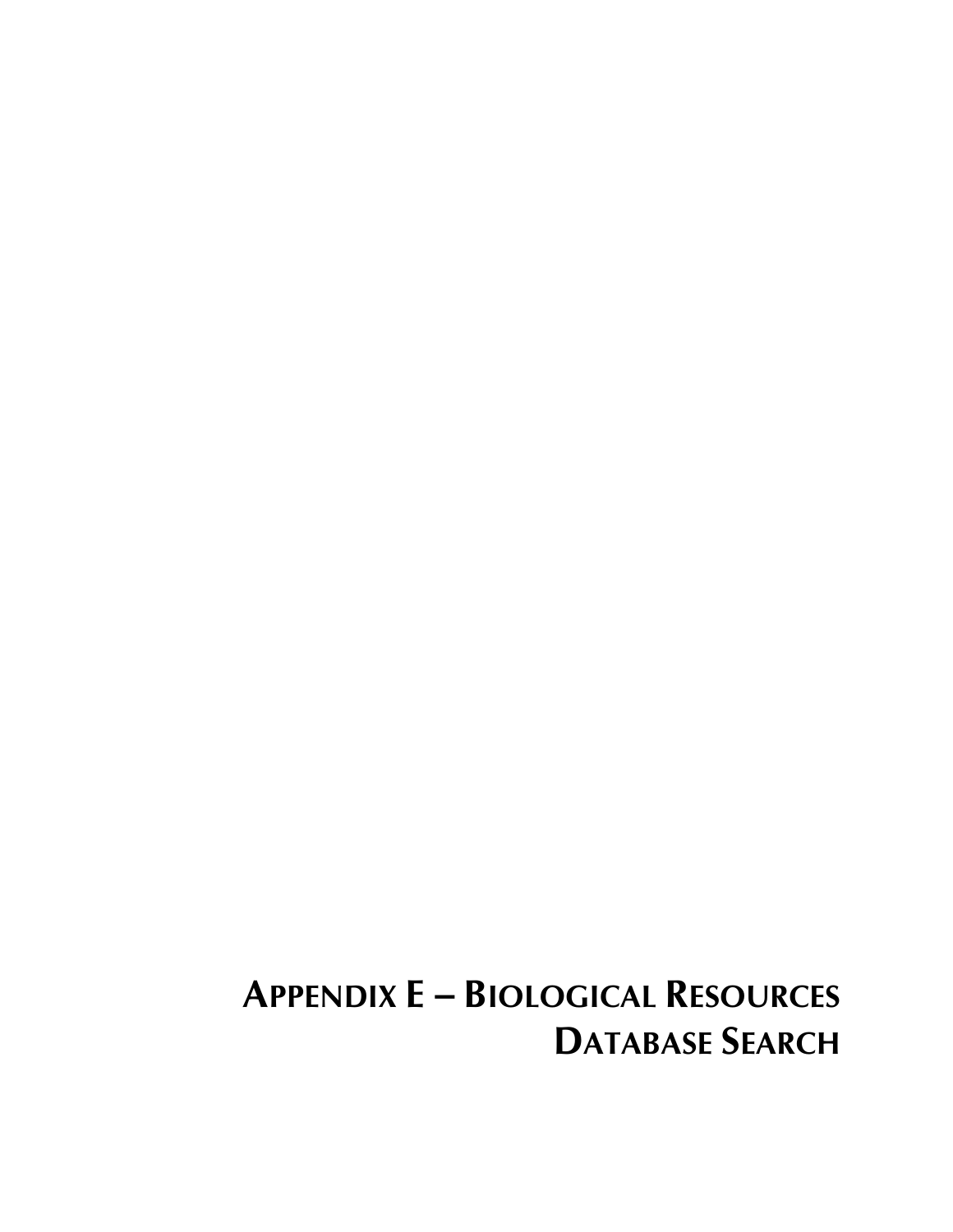# APPENDIX E – BIOLOGICAL RESOURCES DATABASE SEARCH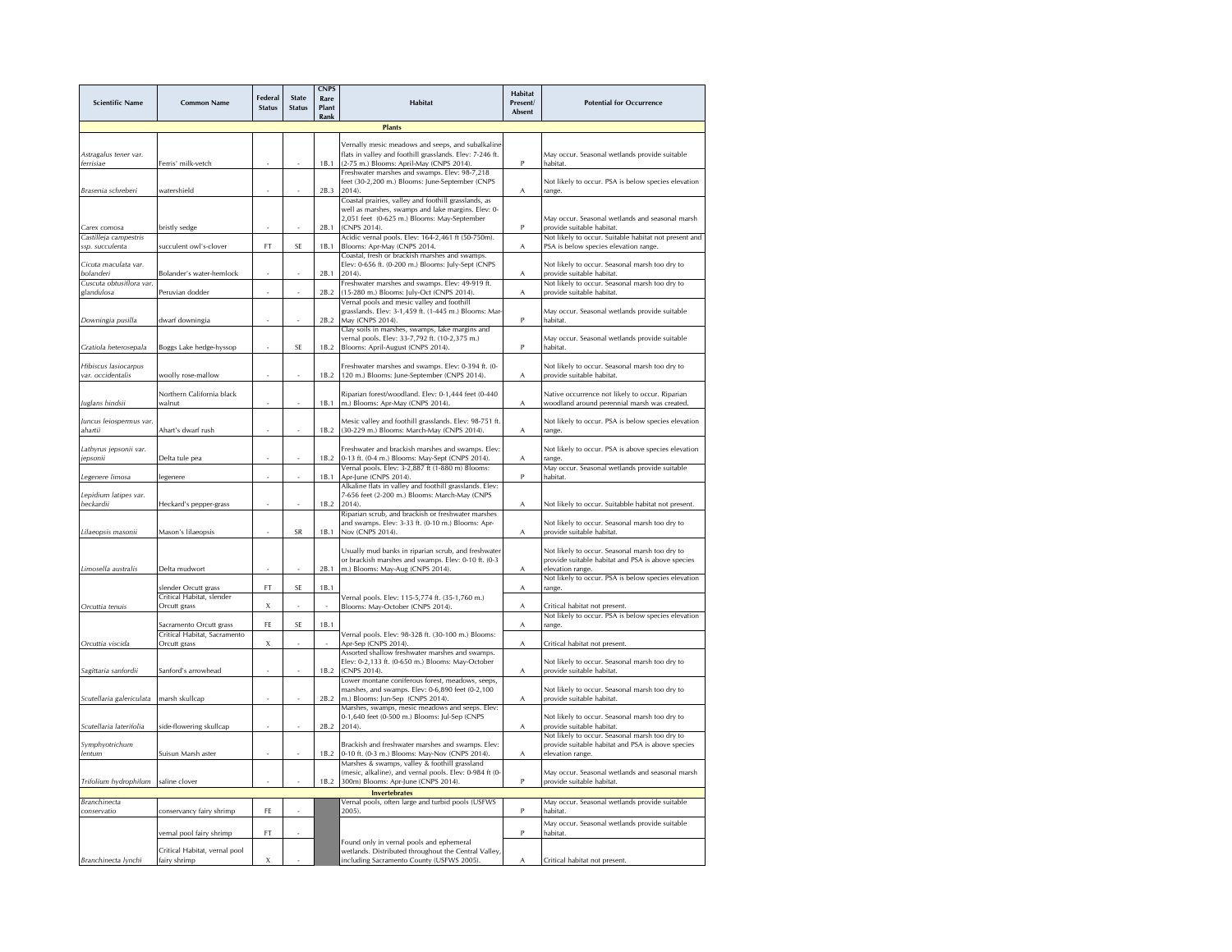| Scientific Name | Common Name | Federal Status | State Status | CNPS Rare Plant Rank | Habitat | Habitat Present/ Absent | Potential for Occurrence |
|---|---|---|---|---|---|---|---|
| **Plants** | | | | | | | |
| *Astragalus tener var. ferrisiae* | Ferris' milk-vetch | - | - | 1B.1 | Vernally mesic meadows and seeps, and subalkaline flats in valley and foothill grasslands. Elev: 7-246 ft. (2-75 m.) Blooms: April-May (CNPS 2014). | P | May occur. Seasonal wetlands provide suitable habitat. |
| *Brasenia schreberi* | watershield | - | - | 2B.3 | Freshwater marshes and swamps. Elev: 98-7,218 feet (30-2,200 m.) Blooms: June-September (CNPS 2014). | A | Not likely to occur. PSA is below species elevation range. |
| *Carex comosa* | bristly sedge | - | - | 2B.1 | Coastal prairies, valley and foothill grasslands, as well as marshes, swamps and lake margins. Elev: 0-2,051 feet (0-625 m.) Blooms: May-September (CNPS 2014). | P | May occur. Seasonal wetlands and seasonal marsh provide suitable habitat. |
| *Castilleja campestris ssp. succulenta* | succulent owl's-clover | FT | SE | 1B.1 | Acidic vernal pools. Elev: 164-2,461 ft (50-750m). Blooms: Apr-May (CNPS 2014. | A | Not likely to occur. Suitable habitat not present and PSA is below species elevation range. |
| *Cicuta maculata var. bolanderi* | Bolander's water-hemlock | - | - | 2B.1 | Coastal, fresh or brackish marshes and swamps. Elev: 0-656 ft. (0-200 m.) Blooms: July-Sept (CNPS 2014). | A | Not likely to occur. Seasonal marsh too dry to provide suitable habitat. |
| *Cuscuta obtusiflora var. glandulosa* | Peruvian dodder | - | - | 2B.2 | Freshwater marshes and swamps. Elev: 49-919 ft. (15-280 m.) Blooms: July-Oct (CNPS 2014). | A | Not likely to occur. Seasonal marsh too dry to provide suitable habitat. |
| *Downingia pusilla* | dwarf downingia | - | - | 2B.2 | Vernal pools and mesic valley and foothill grasslands. Elev: 3-1,459 ft. (1-445 m.) Blooms: Mar-May (CNPS 2014). | P | May occur. Seasonal wetlands provide suitable habitat. |
| *Gratiola heterosepala* | Boggs Lake hedge-hyssop | - | SE | 1B.2 | Clay soils in marshes, swamps, lake margins and vernal pools. Elev: 33-7,792 ft. (10-2,375 m.) Blooms: April-August (CNPS 2014). | P | May occur. Seasonal wetlands provide suitable habitat. |
| *Hibiscus lasiocarpus var. occidentalis* | woolly rose-mallow | - | - | 1B.2 | Freshwater marshes and swamps. Elev: 0-394 ft. (0-120 m.) Blooms: June-September (CNPS 2014). | A | Not likely to occur. Seasonal marsh too dry to provide suitable habitat. |
| *Juglans hindsii* | Northern California black walnut | - | - | 1B.1 | Riparian forest/woodland. Elev: 0-1,444 feet (0-440 m.) Blooms: Apr-May (CNPS 2014). | A | Native occurrence not likely to occur. Riparian woodland around perennial marsh was created. |
| *Juncus leiospermus var. ahartii* | Ahart's dwarf rush | - | - | 1B.2 | Mesic valley and foothill grasslands. Elev: 98-751 ft. (30-229 m.) Blooms: March-May (CNPS 2014). | A | Not likely to occur. PSA is below species elevation range. |
| *Lathyrus jepsonii var. jepsonii* | Delta tule pea | - | - | 1B.2 | Freshwater and brackish marshes and swamps. Elev: 0-13 ft. (0-4 m.) Blooms: May-Sept (CNPS 2014). | A | Not likely to occur. PSA is above species elevation range. |
| *Legenere limosa* | legenere | - | - | 1B.1 | Vernal pools. Elev: 3-2,887 ft (1-880 m) Blooms: Apr-June (CNPS 2014). | P | May occur. Seasonal wetlands provide suitable habitat. |
| *Lepidium latipes var. heckardii* | Heckard's pepper-grass | - | - | 1B.2 | Alkaline flats in valley and foothill grasslands. Elev: 7-656 feet (2-200 m.) Blooms: March-May (CNPS 2014). | A | Not likely to occur. Suitabble habitat not present. |
| *Lilaeopsis masonii* | Mason's lilaeopsis | - | SR | 1B.1 | Riparian scrub, and brackish or freshwater marshes and swamps. Elev: 3-33 ft. (0-10 m.) Blooms: Apr-Nov (CNPS 2014). | A | Not likely to occur. Seasonal marsh too dry to provide suitable habitat. |
| *Limosella australis* | Delta mudwort | - | - | 2B.1 | Usually mud banks in riparian scrub, and freshwater or brackish marshes and swamps. Elev: 0-10 ft. (0-3 m.) Blooms: May-Aug (CNPS 2014). | A | Not likely to occur. Seasonal marsh too dry to provide suitable habitat and PSA is above species elevation range. |
| *Orcuttia tenuis* | slender Orcutt grass | FT | SE | 1B.1 | Vernal pools. Elev: 115-5,774 ft. (35-1,760 m.) Blooms: May-October (CNPS 2014). | A | Not likely to occur. PSA is below species elevation range. |
| | Critical Habitat, slender Orcutt grass | X | - | - | | A | Critical habitat not present. |
| *Orcuttia viscida* | Sacramento Orcutt grass | FE | SE | 1B.1 | Vernal pools. Elev: 98-328 ft. (30-100 m.) Blooms: Apr-Sep (CNPS 2014). | A | Not likely to occur. PSA is below species elevation range. |
| | Critical Habitat, Sacramento Orcutt grass | X | - | - | | A | Critical habitat not present. |
| *Sagittaria sanfordii* | Sanford's arrowhead | - | - | 1B.2 | Assorted shallow freshwater marshes and swamps. Elev: 0-2,133 ft. (0-650 m.) Blooms: May-October (CNPS 2014). | A | Not likely to occur. Seasonal marsh too dry to provide suitable habitat. |
| *Scutellaria galericulata* | marsh skullcap | - | - | 2B.2 | Lower montane coniferous forest, meadows, seeps, marshes, and swamps. Elev: 0-6,890 feet (0-2,100 m.) Blooms: Jun-Sep (CNPS 2014). | A | Not likely to occur. Seasonal marsh too dry to provide suitable habitat. |
| *Scutellaria laterifolia* | side-flowering skullcap | - | - | 2B.2 | Marshes, swamps, mesic meadows and seeps. Elev: 0-1,640 feet (0-500 m.) Blooms: Jul-Sep (CNPS 2014). | A | Not likely to occur. Seasonal marsh too dry to provide suitable habitat. |
| *Symphyotrichum lentum* | Suisun Marsh aster | - | - | 1B.2 | Brackish and freshwater marshes and swamps. Elev: 0-10 ft. (0-3 m.) Blooms: May-Nov (CNPS 2014). | A | Not likely to occur. Seasonal marsh too dry to provide suitable habitat and PSA is above species elevation range. |
| *Trifolium hydrophilum* | saline clover | - | - | 1B.2 | Marshes & swamps, valley & foothill grassland (mesic, alkaline), and vernal pools. Elev: 0-984 ft (0-300m) Blooms: Apr-June (CNPS 2014). | P | May occur. Seasonal wetlands and seasonal marsh provide suitable habitat. |
| **Invertebrates** | | | | | | | |
| *Branchinecta conservatio* | conservancy fairy shrimp | FE | - | | Vernal pools, often large and turbid pools (USFWS 2005). | P | May occur. Seasonal wetlands provide suitable habitat. |
| *Branchinecta lynchi* | vernal pool fairy shrimp | FT | - | | Found only in vernal pools and ephemeral wetlands. Distributed throughout the Central Valley, including Sacramento County (USFWS 2005). | P | May occur. Seasonal wetlands provide suitable habitat. |
| | Critical Habitat, vernal pool fairy shrimp | X | - | | | A | Critical habitat not present. |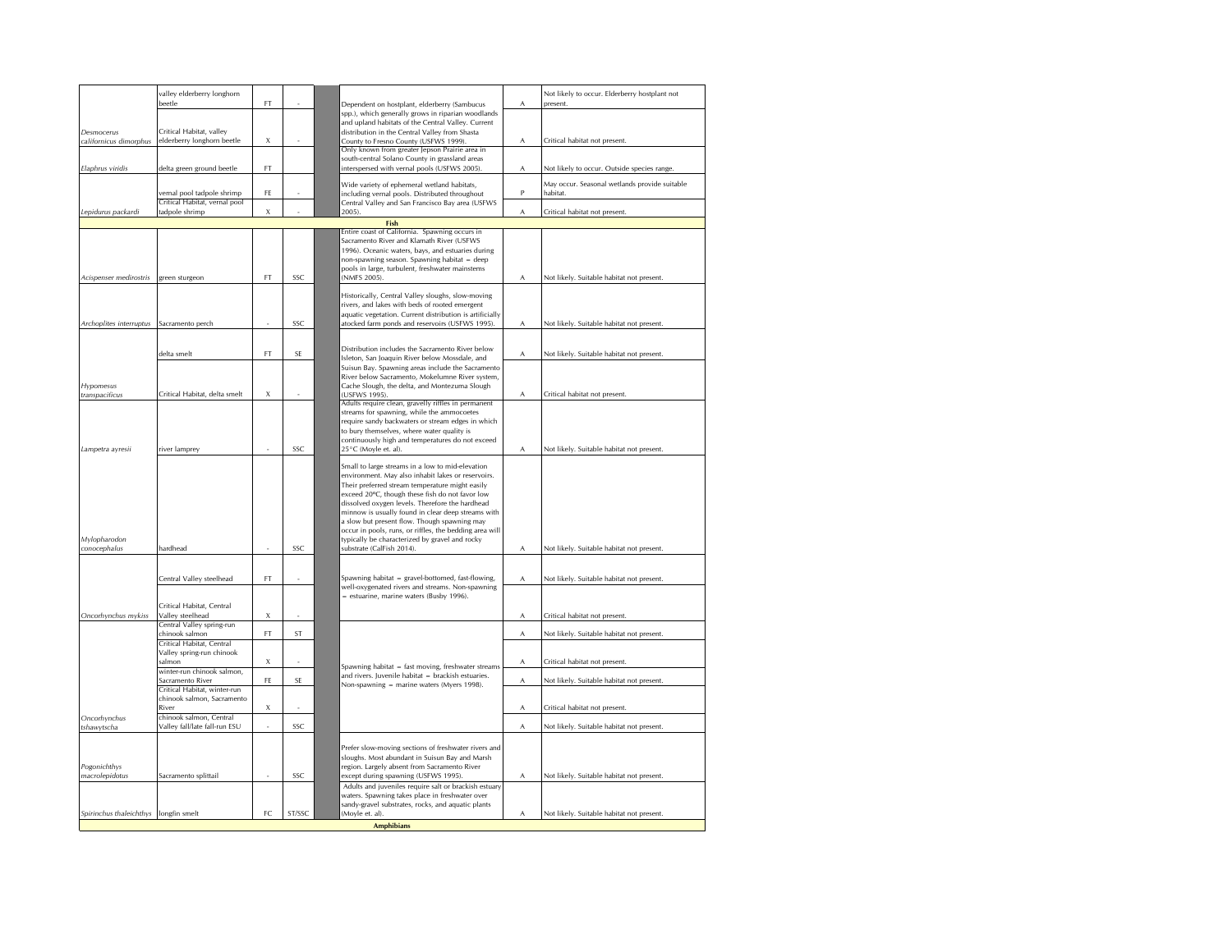| | | | | | | | |
|---|---|---|---|---|---|---|---|
| | valley elderberry longhorn beetle | FT | - | | Dependent on hostplant, elderberry (Sambucus spp.), which generally grows in riparian woodlands and upland habitats of the Central Valley. Current distribution in the Central Valley from Shasta County to Fresno County (USFWS 1999). | A | Not likely to occur. Elderberry hostplant not present. |
| *Desmocerus californicus dimorphus* | Critical Habitat, valley elderberry longhorn beetle | X | - | | | A | Critical habitat not present. |
| *Elaphrus viridis* | delta green ground beetle | FT | | | Only known from greater Jepson Prairie area in south-central Solano County in grassland areas interspersed with vernal pools (USFWS 2005). | A | Not likely to occur. Outside species range. |
| | vernal pool tadpole shrimp | FE | - | | Wide variety of ephemeral wetland habitats, including vernal pools. Distributed throughout Central Valley and San Francisco Bay area (USFWS 2005). | P | May occur. Seasonal wetlands provide suitable habitat. |
| *Lepidurus packardi* | Critical Habitat, vernal pool tadpole shrimp | X | - | | | A | Critical habitat not present. |
| **Fish** | | | | | | | |
| *Acispenser medirostris* | green sturgeon | FT | SSC | | Entire coast of California. Spawning occurs in Sacramento River and Klamath River (USFWS 1996). Oceanic waters, bays, and estuaries during non-spawning season. Spawning habitat = deep pools in large, turbulent, freshwater mainstems (NMFS 2005). | A | Not likely. Suitable habitat not present. |
| *Archoplites interruptus* | Sacramento perch | - | SSC | | Historically, Central Valley sloughs, slow-moving rivers, and lakes with beds of rooted emergent aquatic vegetation. Current distribution is artificially atocked farm ponds and reservoirs (USFWS 1995). | A | Not likely. Suitable habitat not present. |
| | delta smelt | FT | SE | | Distribution includes the Sacramento River below Isleton, San Joaquin River below Mossdale, and Suisun Bay. Spawning areas include the Sacramento River below Sacramento, Mokelumne River system, Cache Slough, the delta, and Montezuma Slough (USFWS 1995). | A | Not likely. Suitable habitat not present. |
| *Hypomesus transpacificus* | Critical Habitat, delta smelt | X | - | | | A | Critical habitat not present. |
| *Lampetra ayresii* | river lamprey | - | SSC | | Adults require clean, gravelly riffles in permanent streams for spawning, while the ammocoetes require sandy backwaters or stream edges in which to bury themselves, where water quality is continuously high and temperatures do not exceed 25°C (Moyle et. al). | A | Not likely. Suitable habitat not present. |
| *Mylopharodon conocephalus* | hardhead | - | SSC | | Small to large streams in a low to mid-elevation environment. May also inhabit lakes or reservoirs. Their preferred stream temperature might easily exceed 20ºC, though these fish do not favor low dissolved oxygen levels. Therefore the hardhead minnow is usually found in clear deep streams with a slow but present flow. Though spawning may occur in pools, runs, or riffles, the bedding area will typically be characterized by gravel and rocky substrate (CalFish 2014). | A | Not likely. Suitable habitat not present. |
| | Central Valley steelhead | FT | - | | Spawning habitat = gravel-bottomed, fast-flowing, well-oxygenated rivers and streams. Non-spawning = estuarine, marine waters (Busby 1996). | A | Not likely. Suitable habitat not present. |
| *Oncorhynchus mykiss* | Critical Habitat, Central Valley steelhead | X | - | | | A | Critical habitat not present. |
| | Central Valley spring-run chinook salmon | FT | ST | | Spawning habitat = fast moving, freshwater streams and rivers. Juvenile habitat = brackish estuaries. Non-spawning = marine waters (Myers 1998). | A | Not likely. Suitable habitat not present. |
| | Critical Habitat, Central Valley spring-run chinook salmon | X | - | | | A | Critical habitat not present. |
| | winter-run chinook salmon, Sacramento River | FE | SE | | | A | Not likely. Suitable habitat not present. |
| | Critical Habitat, winter-run chinook salmon, Sacramento River | X | - | | | A | Critical habitat not present. |
| *Oncorhynchus tshawytscha* | chinook salmon, Central Valley fall/late fall-run ESU | - | SSC | | | A | Not likely. Suitable habitat not present. |
| *Pogonichthys macrolepidotus* | Sacramento splittail | - | SSC | | Prefer slow-moving sections of freshwater rivers and sloughs. Most abundant in Suisun Bay and Marsh region. Largely absent from Sacramento River except during spawning (USFWS 1995). | A | Not likely. Suitable habitat not present. |
| *Spirinchus thaleichthys* | longfin smelt | FC | ST/SSC | | Adults and juveniles require salt or brackish estuary waters. Spawning takes place in freshwater over sandy-gravel substrates, rocks, and aquatic plants (Moyle et. al). | A | Not likely. Suitable habitat not present. |
| **Amphibians** | | | | | | | |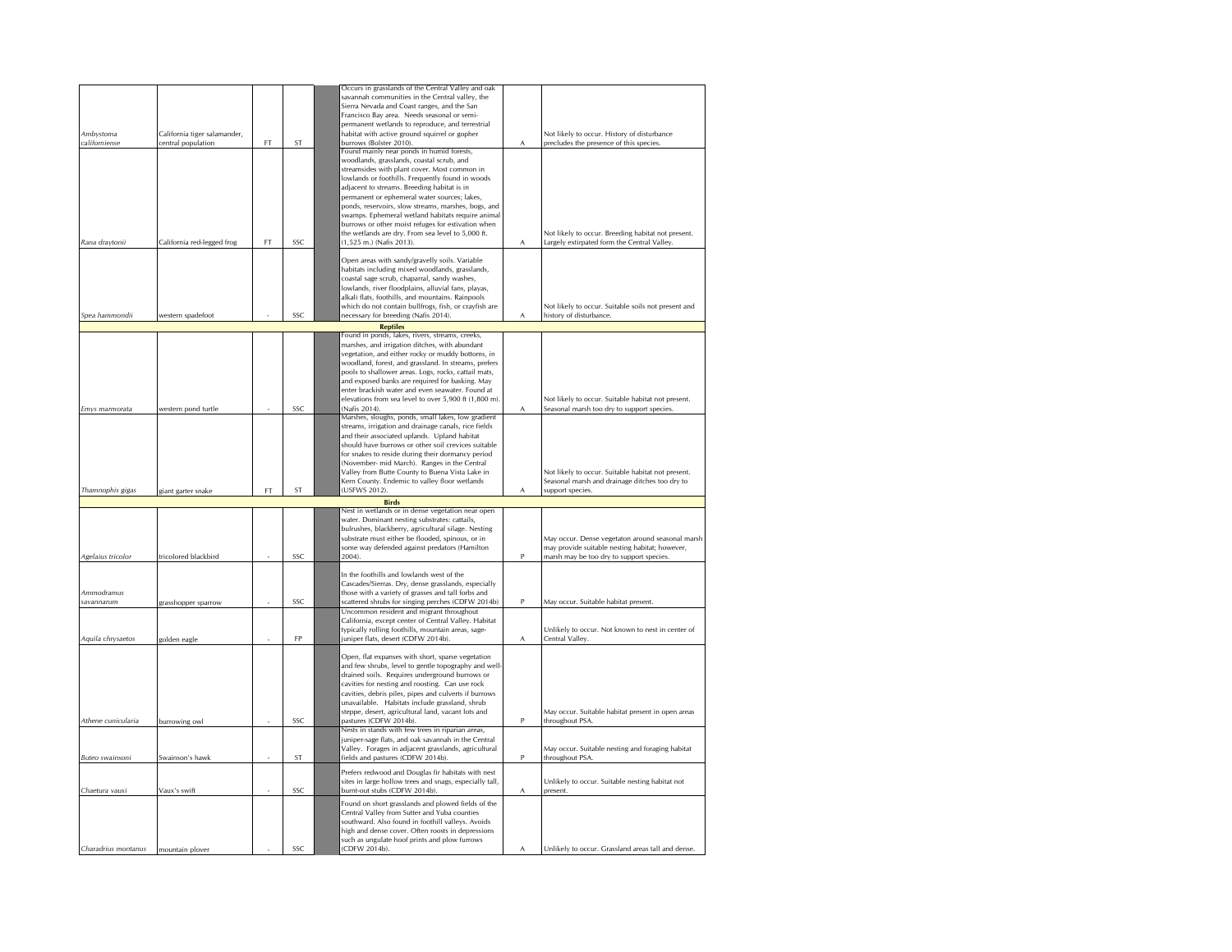| | | | | | | | |
|---|---|---|---|---|---|---|---|
| *Ambystoma californiense* | California tiger salamander, central population | FT | ST | | Occurs in grasslands of the Central Valley and oak savannah communities in the Central valley, the Sierra Nevada and Coast ranges, and the San Francisco Bay area. Needs seasonal or semi-permanent wetlands to reproduce, and terrestrial habitat with active ground squirrel or gopher burrows (Bolster 2010). | A | Not likely to occur. History of disturbance precludes the presence of this species. |
| *Rana draytonii* | California red-legged frog | FT | SSC | | Found mainly near ponds in humid forests, woodlands, grasslands, coastal scrub, and streamsides with plant cover. Most common in lowlands or foothills. Frequently found in woods adjacent to streams. Breeding habitat is in permanent or ephemeral water sources; lakes, ponds, reservoirs, slow streams, marshes, bogs, and swamps. Ephemeral wetland habitats require animal burrows or other moist refuges for estivation when the wetlands are dry. From sea level to 5,000 ft. (1,525 m.) (Nafis 2013). | A | Not likely to occur. Breeding habitat not present. Largely extirpated form the Central Valley. |
| *Spea hammondii* | western spadefoot | - | SSC | | Open areas with sandy/gravelly soils. Variable habitats including mixed woodlands, grasslands, coastal sage scrub, chaparral, sandy washes, lowlands, river floodplains, alluvial fans, playas, alkali flats, foothills, and mountains. Rainpools which do not contain bullfrogs, fish, or crayfish are necessary for breeding (Nafis 2014). | A | Not likely to occur. Suitable soils not present and history of disturbance. |
| **Reptiles** | | | | | | | |
| *Emys marmorata* | western pond turtle | - | SSC | | Found in ponds, lakes, rivers, streams, creeks, marshes, and irrigation ditches, with abundant vegetation, and either rocky or muddy bottoms, in woodland, forest, and grassland. In streams, prefers pools to shallower areas. Logs, rocks, cattail mats, and exposed banks are required for basking. May enter brackish water and even seawater. Found at elevations from sea level to over 5,900 ft (1,800 m). (Nafis 2014). | A | Not likely to occur. Suitable habitat not present. Seasonal marsh too dry to support species. |
| *Thamnophis gigas* | giant garter snake | FT | ST | | Marshes, sloughs, ponds, small lakes, low gradient streams, irrigation and drainage canals, rice fields and their associated uplands. Upland habitat should have burrows or other soil crevices suitable for snakes to reside during their dormancy period (November- mid March). Ranges in the Central Valley from Butte County to Buena Vista Lake in Kern County. Endemic to valley floor wetlands (USFWS 2012). | A | Not likely to occur. Suitable habitat not present. Seasonal marsh and drainage ditches too dry to support species. |
| **Birds** | | | | | | | |
| *Agelaius tricolor* | tricolored blackbird | - | SSC | | Nest in wetlands or in dense vegetation near open water. Dominant nesting substrates: cattails, bulrushes, blackberry, agricultural silage. Nesting substrate must either be flooded, spinous, or in some way defended against predators (Hamilton 2004). | P | May occur. Dense vegetaton around seasonal marsh may provide suitable nesting habitat; however, marsh may be too dry to support species. |
| *Ammodramus savannarum* | grasshopper sparrow | - | SSC | | In the foothills and lowlands west of the Cascades/Sierras. Dry, dense grasslands, especially those with a variety of grasses and tall forbs and scattered shrubs for singing perches (CDFW 2014b) | P | May occur. Suitable habitat present. |
| *Aquila chrysaetos* | golden eagle | - | FP | | Uncommon resident and migrant throughout California, except center of Central Valley. Habitat typically rolling foothills, mountain areas, sage-juniper flats, desert (CDFW 2014b). | A | Unlikely to occur. Not known to nest in center of Central Valley. |
| *Athene cunicularia* | burrowing owl | - | SSC | | Open, flat expanses with short, sparse vegetation and few shrubs, level to gentle topography and well-drained soils. Requires underground burrows or cavities for nesting and roosting. Can use rock cavities, debris piles, pipes and culverts if burrows unavailable. Habitats include grassland, shrub steppe, desert, agricultural land, vacant lots and pastures (CDFW 2014b). | P | May occur. Suitable habitat present in open areas throughout PSA. |
| *Buteo swainsoni* | Swainson's hawk | - | ST | | Nests in stands with few trees in riparian areas, juniper-sage flats, and oak savannah in the Central Valley. Forages in adjacent grasslands, agricultural fields and pastures (CDFW 2014b). | P | May occur. Suitable nesting and foraging habitat throughout PSA. |
| *Chaetura vauxi* | Vaux's swift | - | SSC | | Prefers redwood and Douglas fir habitats with nest sites in large hollow trees and snags, especially tall, burnt-out stubs (CDFW 2014b). | A | Unlikely to occur. Suitable nesting habitat not present. |
| *Charadrius montanus* | mountain plover | - | SSC | | Found on short grasslands and plowed fields of the Central Valley from Sutter and Yuba counties southward. Also found in foothill valleys. Avoids high and dense cover. Often roosts in depressions such as ungulate hoof prints and plow furrows (CDFW 2014b). | A | Unlikely to occur. Grassland areas tall and dense. |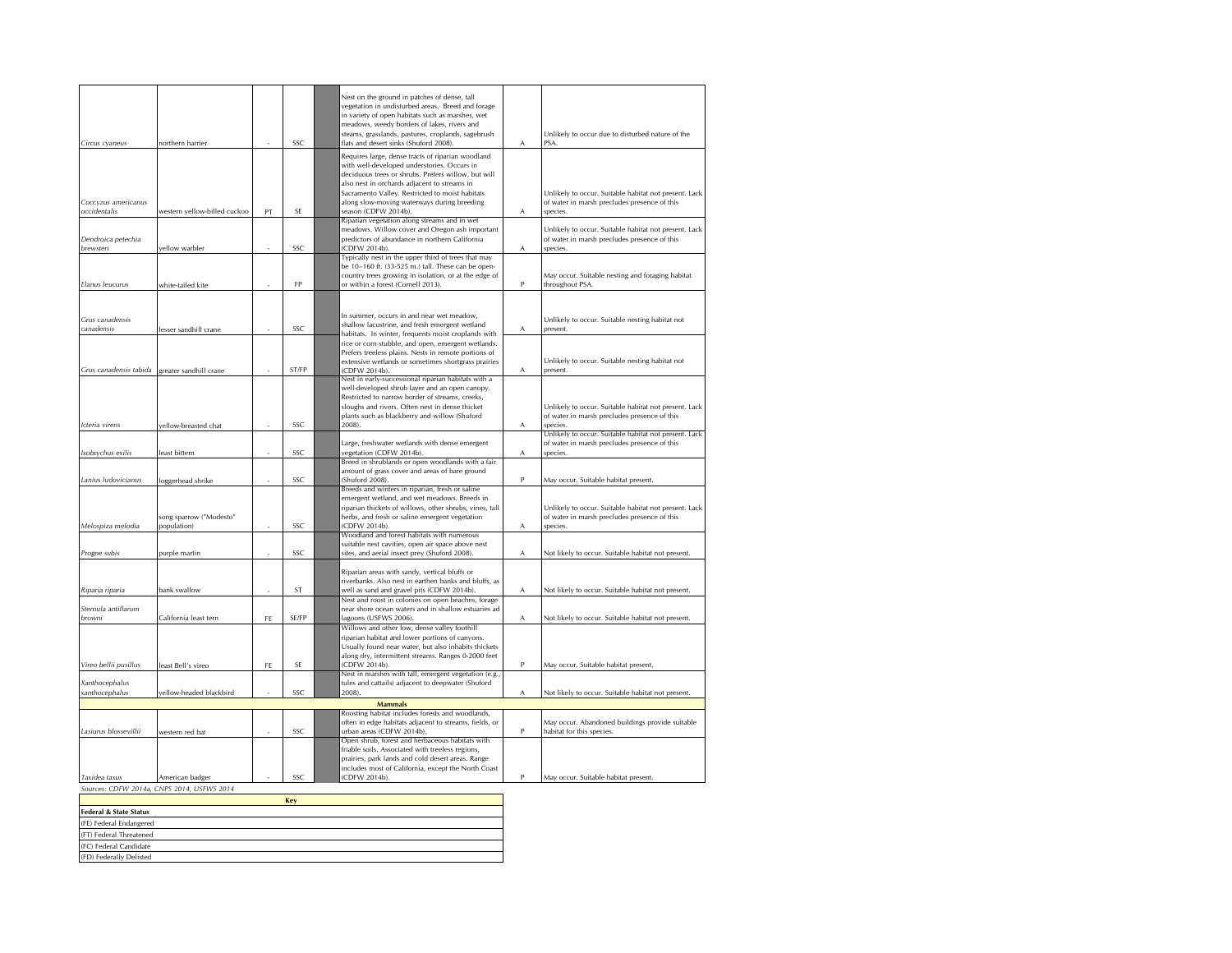| | | | | | | | |
|---|---|---|---|---|---|---|---|
| *Circus cyaneus* | northern harrier | - | SSC | | Nest on the ground in patches of dense, tall vegetation in undisturbed areas. Breed and forage in variety of open habitats such as marshes, wet meadows, weedy borders of lakes, rivers and steams, grasslands, pastures, croplands, sagebrush flats and desert sinks (Shuford 2008). | A | Unlikely to occur due to disturbed nature of the PSA. |
| *Coccyzus americanus occidentalis* | western yellow-billed cuckoo | PT | SE | | Requires large, dense tracts of riparian woodland with well-developed understories. Occurs in deciduous trees or shrubs. Prefers willow, but will also nest in orchards adjacent to streams in Sacramento Valley. Restricted to moist habitats along slow-moving waterways during breeding season (CDFW 2014b). | A | Unlikely to occur. Suitable habitat not present. Lack of water in marsh precludes presence of this species. |
| *Dendroica petechia brewsteri* | yellow warbler | - | SSC | | Riparian vegetation along streams and in wet meadows. Willow cover and Oregon ash important predictors of abundance in northern California (CDFW 2014b). | A | Unlikely to occur. Suitable habitat not present. Lack of water in marsh precludes presence of this species. |
| *Elanus leucurus* | white-tailed kite | - | FP | | Typically nest in the upper third of trees that may be 10–160 ft. (33-525 m.) tall. These can be open-country trees growing in isolation, or at the edge of or within a forest (Cornell 2013). | P | May occur. Suitable nesting and foraging habitat throughout PSA. |
| *Grus canadensis canadensis* | lesser sandhill crane | - | SSC | | In summer, occurs in and near wet meadow, shallow lacustrine, and fresh emergent wetland habitats. In winter, frequents moist croplands with rice or corn stubble, and open, emergent wetlands. Prefers treeless plains. Nests in remote portions of extensive wetlands or sometimes shortgrass prairies (CDFW 2014b). | A | Unlikely to occur. Suitable nesting habitat not present. |
| *Grus canadensis tabida* | greater sandhill crane | - | ST/FP | | | A | Unlikely to occur. Suitable nesting habitat not present. |
| *Icteria virens* | yellow-breasted chat | - | SSC | | Nest in early-successional riparian habitats with a well-developed shrub layer and an open canopy. Restricted to narrow border of streams, creeks, sloughs and rivers. Often nest in dense thicket plants such as blackberry and willow (Shuford 2008). | A | Unlikely to occur. Suitable habitat not present. Lack of water in marsh precludes presence of this species. |
| *Ixobrychus exilis* | least bittern | - | SSC | | Large, freshwater wetlands with dense emergent vegetation (CDFW 2014b). | A | Unlikely to occur. Suitable habitat not present. Lack of water in marsh precludes presence of this species. |
| *Lanius ludovicianus* | loggerhead shrike | - | SSC | | Breed in shrublands or open woodlands with a fair amount of grass cover and areas of bare ground (Shuford 2008). | P | May occur. Suitable habitat present. |
| *Melospiza melodia* | song sparrow ("Modesto" population) | - | SSC | | Breeds and winters in riparian, fresh or saline emergent wetland, and wet meadows. Breeds in riparian thickets of willows, other shrubs, vines, tall herbs, and fresh or saline emergent vegetation (CDFW 2014b). | A | Unlikely to occur. Suitable habitat not present. Lack of water in marsh precludes presence of this species. |
| *Progne subis* | purple martin | - | SSC | | Woodland and forest habitats with numerous suitable nest cavities, open air space above nest sites, and aerial insect prey (Shuford 2008). | A | Not likely to occur. Suitable habitat not present. |
| *Riparia riparia* | bank swallow | - | ST | | Riparian areas with sandy, vertical bluffs or riverbanks. Also nest in earthen banks and bluffs, as well as sand and gravel pits (CDFW 2014b). | A | Not likely to occur. Suitable habitat not present. |
| *Sternula antillarum browni* | California least tern | FE | SE/FP | | Nest and roost in colonies on open beaches, forage near shore ocean waters and in shallow estuaries ad lagoons (USFWS 2006). | A | Not likely to occur. Suitable habitat not present. |
| *Vireo bellii pusillus* | least Bell's vireo | FE | SE | | Willows and other low, dense valley foothill riparian habitat and lower portions of canyons. Usually found near water, but also inhabits thickets along dry, intermittent streams. Ranges 0-2000 feet (CDFW 2014b). | P | May occur. Suitable habitat present. |
| *Xanthocephalus xanthocephalus* | yellow-headed blackbird | - | SSC | | Nest in marshes with tall, emergent vegetation (e.g., tules and cattails) adjacent to deepwater (Shuford 2008). | A | Not likely to occur. Suitable habitat not present. |
| **Mammals** | | | | | | | |
| *Lasiurus blossevillii* | western red bat | - | SSC | | Roosting habitat includes forests and woodlands, often in edge habitats adjacent to streams, fields, or urban areas (CDFW 2014b). | P | May occur. Abandoned buildings provide suitable habitat for this species. |
| *Taxidea taxus* | American badger | - | SSC | | Open shrub, forest and herbaceous habitats with friable soils. Associated with treeless regions, prairies, park lands and cold desert areas. Range includes most of California, except the North Coast (CDFW 2014b). | P | May occur. Suitable habitat present. |

*Sources: CDFW 2014a, CNPS 2014, USFWS 2014*

| Key |
|---|
| **Federal & State Status** |
| (FE) Federal Endangered |
| (FT) Federal Threatened |
| (FC) Federal Candidate |
| (FD) Federally Delisted |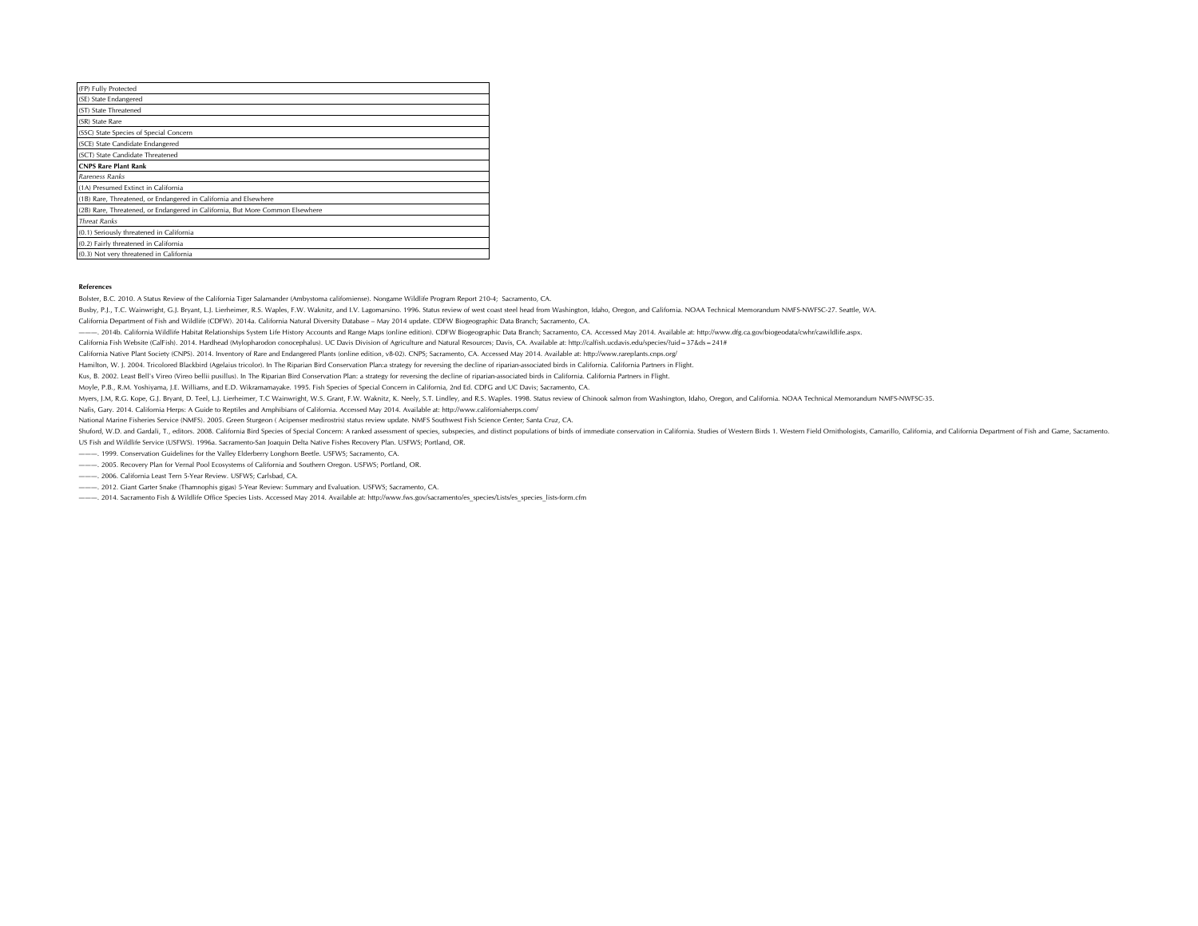| (FP) Fully Protected |
|---|
| (SE) State Endangered |
| (ST) State Threatened |
| (SR) State Rare |
| (SSC) State Species of Special Concern |
| (SCE) State Candidate Endangered |
| (SCT) State Candidate Threatened |
| **CNPS Rare Plant Rank** |
| *Rareness Ranks* |
| (1A) Presumed Extinct in California |
| (1B) Rare, Threatened, or Endangered in California and Elsewhere |
| (2B) Rare, Threatened, or Endangered in California, But More Common Elsewhere |
| *Threat Ranks* |
| (0.1) Seriously threatened in California |
| (0.2) Fairly threatened in California |
| (0.3) Not very threatened in California |

**References**

Bolster, B.C. 2010. A Status Review of the California Tiger Salamander (Ambystoma californiense). Nongame Wildlife Program Report 210-4; Sacramento, CA.

Busby, P.J., T.C. Wainwright, G.J. Bryant, L.J. Lierheimer, R.S. Waples, F.W. Waknitz, and I.V. Lagomarsino. 1996. Status review of west coast steel head from Washington, Idaho, Oregon, and California. NOAA Technical Memorandum NMFS-NWFSC-27. Seattle, WA.

California Department of Fish and Wildlife (CDFW). 2014a. California Natural Diversity Database – May 2014 update. CDFW Biogeographic Data Branch; Sacramento, CA.

———. 2014b. California Wildlife Habitat Relationships System Life History Accounts and Range Maps (online edition). CDFW Biogeographic Data Branch; Sacramento, CA. Accessed May 2014. Available at: http://www.dfg.ca.gov/biogeodata/cwhr/cawildlife.aspx.

California Fish Website (CalFish). 2014. Hardhead (Mylopharodon conocephalus). UC Davis Division of Agriculture and Natural Resources; Davis, CA. Available at: http://calfish.ucdavis.edu/species/?uid=37&ds=241#

California Native Plant Society (CNPS). 2014. Inventory of Rare and Endangered Plants (online edition, v8-02). CNPS; Sacramento, CA. Accessed May 2014. Available at: http://www.rareplants.cnps.org/

Hamilton, W. J. 2004. Tricolored Blackbird (Agelaius tricolor). In The Riparian Bird Conservation Plan:a strategy for reversing the decline of riparian-associated birds in California. California Partners in Flight.

Kus, B. 2002. Least Bell's Vireo (Vireo bellii pusillus). In The Riparian Bird Conservation Plan: a strategy for reversing the decline of riparian-associated birds in California. California Partners in Flight.

Moyle, P.B., R.M. Yoshiyama, J.E. Williams, and E.D. Wikramamayake. 1995. Fish Species of Special Concern in California, 2nd Ed. CDFG and UC Davis; Sacramento, CA.

Myers, J.M, R.G. Kope, G.J. Bryant, D. Teel, L.J. Lierheimer, T.C Wainwright, W.S. Grant, F.W. Waknitz, K. Neely, S.T. Lindley, and R.S. Waples. 1998. Status review of Chinook salmon from Washington, Idaho, Oregon, and California. NOAA Technical Memorandum NMFS-NWFSC-35.

Nafis, Gary. 2014. California Herps: A Guide to Reptiles and Amphibians of California. Accessed May 2014. Available at: http://www.californiaherps.com/

National Marine Fisheries Service (NMFS). 2005. Green Sturgeon ( Acipenser medirostris) status review update. NMFS Southwest Fish Science Center; Santa Cruz, CA.

Shuford, W.D. and Gardali, T., editors. 2008. California Bird Species of Special Concern: A ranked assessment of species, subspecies, and distinct populations of birds of immediate conservation in California. Studies of Western Birds 1. Western Field Ornithologists, Camarillo, California, and California Department of Fish and Game, Sacramento.

US Fish and Wildlife Service (USFWS). 1996a. Sacramento-San Joaquin Delta Native Fishes Recovery Plan. USFWS; Portland, OR.

———. 1999. Conservation Guidelines for the Valley Elderberry Longhorn Beetle. USFWS; Sacramento, CA.

———. 2005. Recovery Plan for Vernal Pool Ecosystems of California and Southern Oregon. USFWS; Portland, OR.

———. 2006. California Least Tern 5-Year Review. USFWS; Carlsbad, CA.

———. 2012. Giant Garter Snake (Thamnophis gigas) 5-Year Review: Summary and Evaluation. USFWS; Sacramento, CA.

———. 2014. Sacramento Fish & Wildlife Office Species Lists. Accessed May 2014. Available at: http://www.fws.gov/sacramento/es_species/Lists/es_species_lists-form.cfm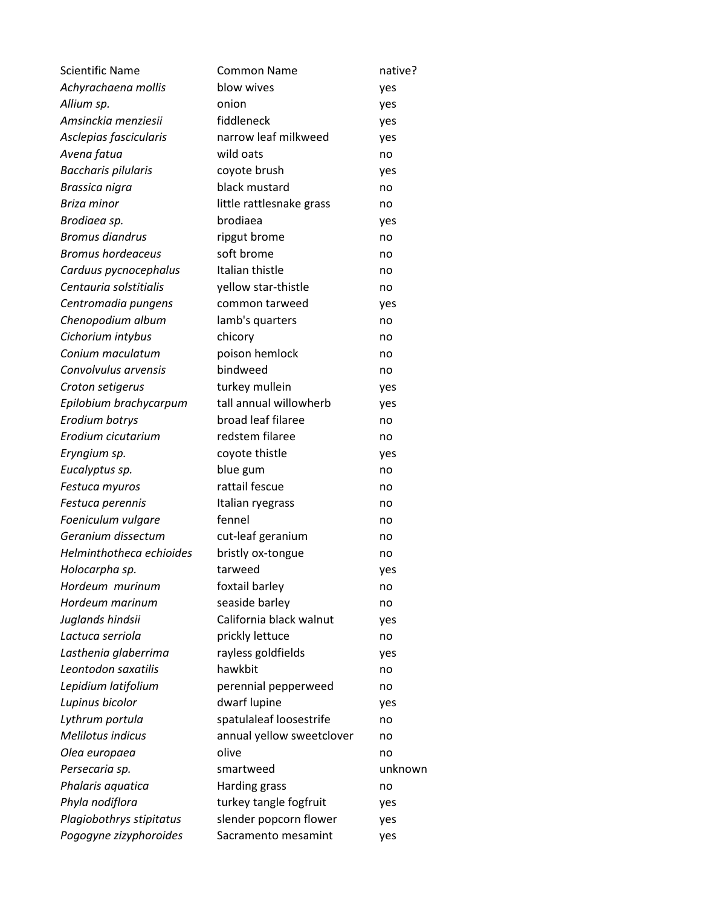| Scientific Name | Common Name | native? |
| --- | --- | --- |
| *Achyrachaena mollis* | blow wives | yes |
| *Allium sp.* | onion | yes |
| *Amsinckia menziesii* | fiddleneck | yes |
| *Asclepias fascicularis* | narrow leaf milkweed | yes |
| *Avena fatua* | wild oats | no |
| *Baccharis pilularis* | coyote brush | yes |
| *Brassica nigra* | black mustard | no |
| *Briza minor* | little rattlesnake grass | no |
| *Brodiaea sp.* | brodiaea | yes |
| *Bromus diandrus* | ripgut brome | no |
| *Bromus hordeaceus* | soft brome | no |
| *Carduus pycnocephalus* | Italian thistle | no |
| *Centauria solstitialis* | yellow star-thistle | no |
| *Centromadia pungens* | common tarweed | yes |
| *Chenopodium album* | lamb's quarters | no |
| *Cichorium intybus* | chicory | no |
| *Conium maculatum* | poison hemlock | no |
| *Convolvulus arvensis* | bindweed | no |
| *Croton setigerus* | turkey mullein | yes |
| *Epilobium brachycarpum* | tall annual willowherb | yes |
| *Erodium botrys* | broad leaf filaree | no |
| *Erodium cicutarium* | redstem filaree | no |
| *Eryngium sp.* | coyote thistle | yes |
| *Eucalyptus sp.* | blue gum | no |
| *Festuca myuros* | rattail fescue | no |
| *Festuca perennis* | Italian ryegrass | no |
| *Foeniculum vulgare* | fennel | no |
| *Geranium dissectum* | cut-leaf geranium | no |
| *Helminthotheca echioides* | bristly ox-tongue | no |
| *Holocarpha sp.* | tarweed | yes |
| *Hordeum murinum* | foxtail barley | no |
| *Hordeum marinum* | seaside barley | no |
| *Juglands hindsii* | California black walnut | yes |
| *Lactuca serriola* | prickly lettuce | no |
| *Lasthenia glaberrima* | rayless goldfields | yes |
| *Leontodon saxatilis* | hawkbit | no |
| *Lepidium latifolium* | perennial pepperweed | no |
| *Lupinus bicolor* | dwarf lupine | yes |
| *Lythrum portula* | spatulaleaf loosestrife | no |
| *Melilotus indicus* | annual yellow sweetclover | no |
| *Olea europaea* | olive | no |
| *Persecaria sp.* | smartweed | unknown |
| *Phalaris aquatica* | Harding grass | no |
| *Phyla nodiflora* | turkey tangle fogfruit | yes |
| *Plagiobothrys stipitatus* | slender popcorn flower | yes |
| *Pogogyne zizyphoroides* | Sacramento mesamint | yes |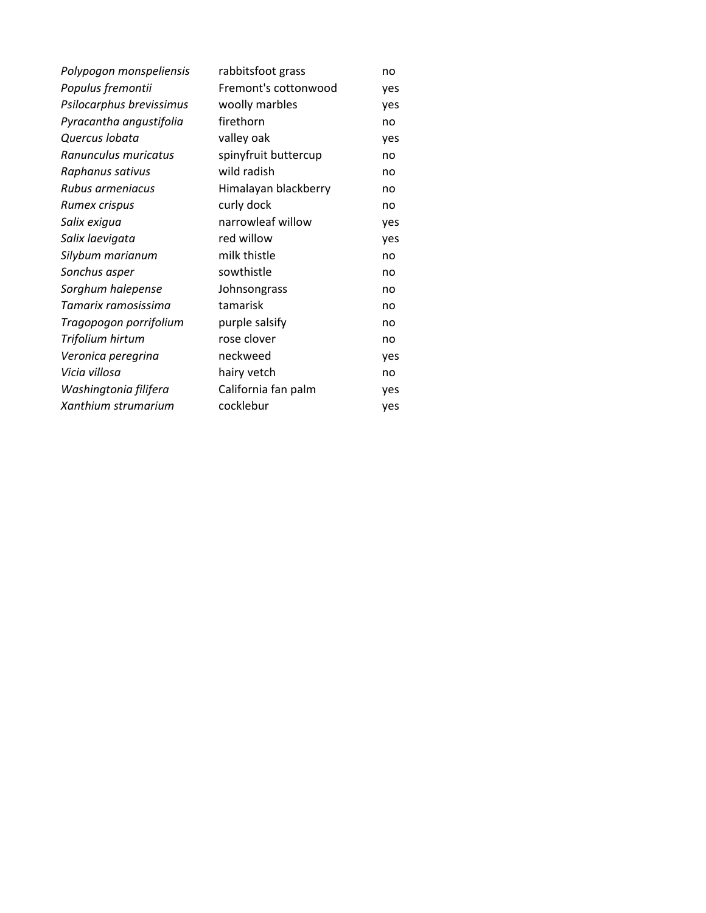| | | |
|---|---|---|
| *Polypogon monspeliensis* | rabbitsfoot grass | no |
| *Populus fremontii* | Fremont's cottonwood | yes |
| *Psilocarphus brevissimus* | woolly marbles | yes |
| *Pyracantha angustifolia* | firethorn | no |
| *Quercus lobata* | valley oak | yes |
| *Ranunculus muricatus* | spinyfruit buttercup | no |
| *Raphanus sativus* | wild radish | no |
| *Rubus armeniacus* | Himalayan blackberry | no |
| *Rumex crispus* | curly dock | no |
| *Salix exigua* | narrowleaf willow | yes |
| *Salix laevigata* | red willow | yes |
| *Silybum marianum* | milk thistle | no |
| *Sonchus asper* | sowthistle | no |
| *Sorghum halepense* | Johnsongrass | no |
| *Tamarix ramosissima* | tamarisk | no |
| *Tragopogon porrifolium* | purple salsify | no |
| *Trifolium hirtum* | rose clover | no |
| *Veronica peregrina* | neckweed | yes |
| *Vicia villosa* | hairy vetch | no |
| *Washingtonia filifera* | California fan palm | yes |
| *Xanthium strumarium* | cocklebur | yes |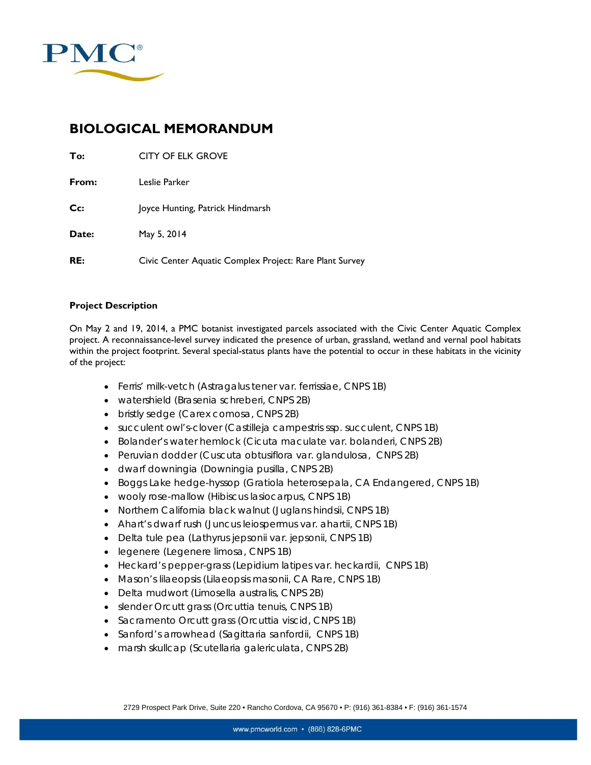# BIOLOGICAL MEMORANDUM

**To:** CITY OF ELK GROVE

**From:** Leslie Parker

**Cc:** Joyce Hunting, Patrick Hindmarsh

**Date:** May 5, 2014

**RE:** Civic Center Aquatic Complex Project: Rare Plant Survey

**Project Description**

On May 2 and 19, 2014, a PMC botanist investigated parcels associated with the Civic Center Aquatic Complex project. A reconnaissance-level survey indicated the presence of urban, grassland, wetland and vernal pool habitats within the project footprint. Several special-status plants have the potential to occur in these habitats in the vicinity of the project:

- Ferris' milk-vetch (Astragalus tener var. ferrissiae, CNPS 1B)
- watershield (Brasenia schreberi, CNPS 2B)
- bristly sedge (Carex comosa, CNPS 2B)
- succulent owl's-clover (Castilleja campestris ssp. succulent, CNPS 1B)
- Bolander's water hemlock (Cicuta maculate var. bolanderi, CNPS 2B)
- Peruvian dodder (Cuscuta obtusiflora var. glandulosa, CNPS 2B)
- dwarf downingia (Downingia pusilla, CNPS 2B)
- Boggs Lake hedge-hyssop (Gratiola heterosepala, CA Endangered, CNPS 1B)
- wooly rose-mallow (Hibiscus lasiocarpus, CNPS 1B)
- Northern California black walnut (Juglans hindsii, CNPS 1B)
- Ahart's dwarf rush (Juncus leiospermus var. ahartii, CNPS 1B)
- Delta tule pea (Lathyrus jepsonii var. jepsonii, CNPS 1B)
- legenere (Legenere limosa, CNPS 1B)
- Heckard's pepper-grass (Lepidium latipes var. heckardii, CNPS 1B)
- Mason's lilaeopsis (Lilaeopsis masonii, CA Rare, CNPS 1B)
- Delta mudwort (Limosella australis, CNPS 2B)
- slender Orcutt grass (Orcuttia tenuis, CNPS 1B)
- Sacramento Orcutt grass (Orcuttia viscid, CNPS 1B)
- Sanford's arrowhead (Sagittaria sanfordii, CNPS 1B)
- marsh skullcap (Scutellaria galericulata, CNPS 2B)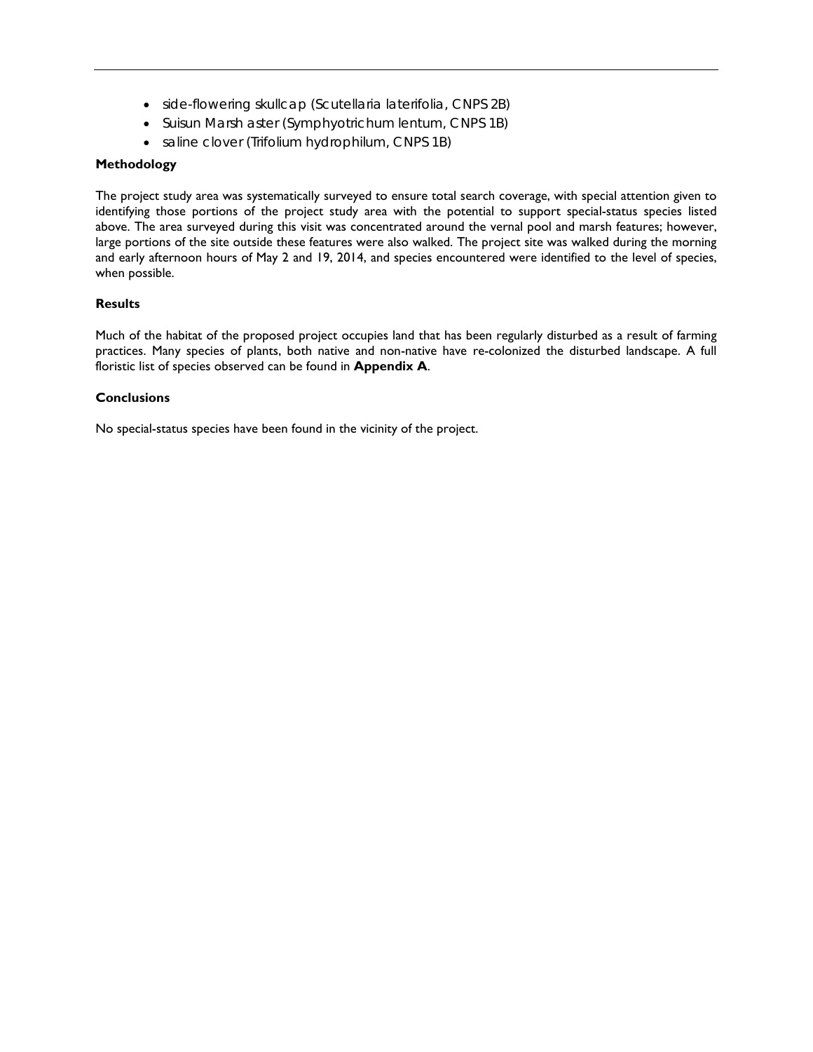- side-flowering skullcap (Scutellaria laterifolia, CNPS 2B)
- Suisun Marsh aster (Symphyotrichum lentum, CNPS 1B)
- saline clover (Trifolium hydrophilum, CNPS 1B)

**Methodology**

The project study area was systematically surveyed to ensure total search coverage, with special attention given to identifying those portions of the project study area with the potential to support special-status species listed above. The area surveyed during this visit was concentrated around the vernal pool and marsh features; however, large portions of the site outside these features were also walked. The project site was walked during the morning and early afternoon hours of May 2 and 19, 2014, and species encountered were identified to the level of species, when possible.

**Results**

Much of the habitat of the proposed project occupies land that has been regularly disturbed as a result of farming practices. Many species of plants, both native and non-native have re-colonized the disturbed landscape. A full floristic list of species observed can be found in **Appendix A**.

**Conclusions**

No special-status species have been found in the vicinity of the project.